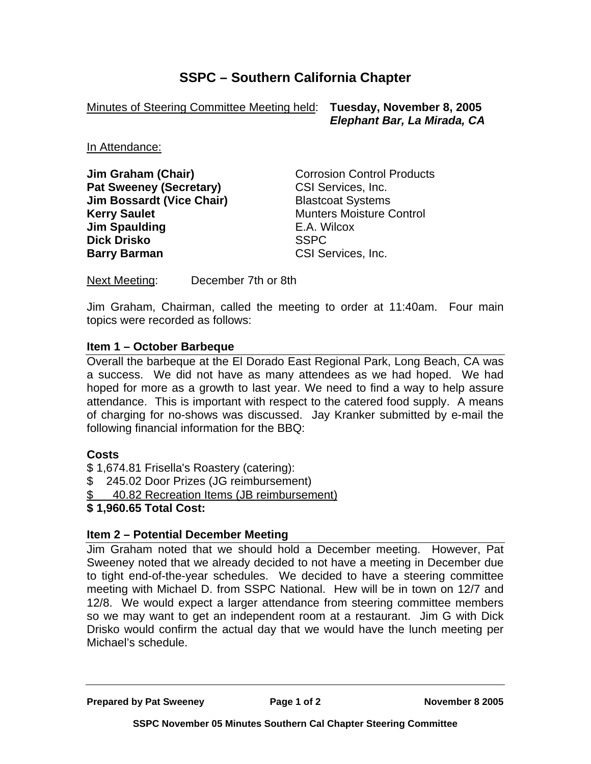# SSPC – Southern California Chapter

Minutes of Steering Committee Meeting held: **Tuesday, November 8, 2005**
***Elephant Bar, La Mirada, CA***

In Attendance:

| | |
|---|---|
| **Jim Graham (Chair)** | Corrosion Control Products |
| **Pat Sweeney (Secretary)** | CSI Services, Inc. |
| **Jim Bossardt (Vice Chair)** | Blastcoat Systems |
| **Kerry Saulet** | Munters Moisture Control |
| **Jim Spaulding** | E.A. Wilcox |
| **Dick Drisko** | SSPC |
| **Barry Barman** | CSI Services, Inc. |

Next Meeting: December 7th or 8th

Jim Graham, Chairman, called the meeting to order at 11:40am. Four main topics were recorded as follows:

### Item 1 – October Barbeque

Overall the barbeque at the El Dorado East Regional Park, Long Beach, CA was a success. We did not have as many attendees as we had hoped. We had hoped for more as a growth to last year. We need to find a way to help assure attendance. This is important with respect to the catered food supply. A means of charging for no-shows was discussed. Jay Kranker submitted by e-mail the following financial information for the BBQ:

**Costs**

$ 1,674.81 Frisella's Roastery (catering):
$ 245.02 Door Prizes (JG reimbursement)
$ 40.82 Recreation Items (JB reimbursement)
**$ 1,960.65 Total Cost:**

### Item 2 – Potential December Meeting

Jim Graham noted that we should hold a December meeting. However, Pat Sweeney noted that we already decided to not have a meeting in December due to tight end-of-the-year schedules. We decided to have a steering committee meeting with Michael D. from SSPC National. Hew will be in town on 12/7 and 12/8. We would expect a larger attendance from steering committee members so we may want to get an independent room at a restaurant. Jim G with Dick Drisko would confirm the actual day that we would have the lunch meeting per Michael's schedule.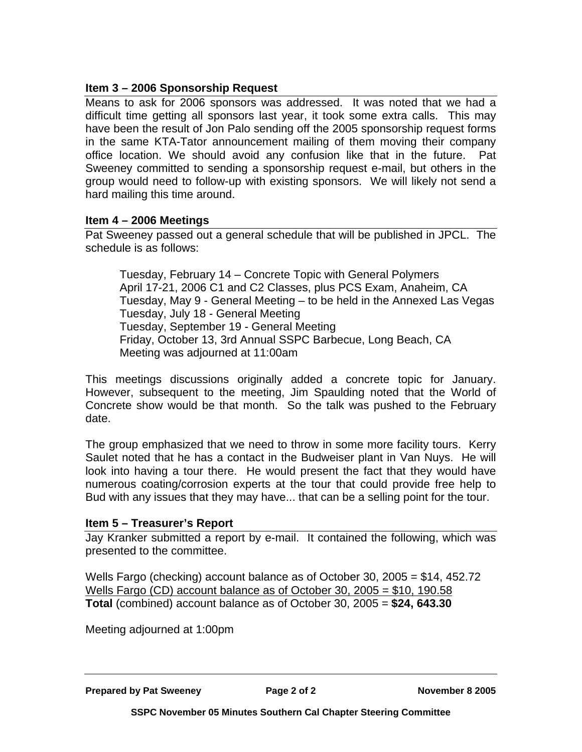### Item 3 – 2006 Sponsorship Request

Means to ask for 2006 sponsors was addressed. It was noted that we had a difficult time getting all sponsors last year, it took some extra calls. This may have been the result of Jon Palo sending off the 2005 sponsorship request forms in the same KTA-Tator announcement mailing of them moving their company office location. We should avoid any confusion like that in the future. Pat Sweeney committed to sending a sponsorship request e-mail, but others in the group would need to follow-up with existing sponsors. We will likely not send a hard mailing this time around.

### Item 4 – 2006 Meetings

Pat Sweeney passed out a general schedule that will be published in JPCL. The schedule is as follows:

Tuesday, February 14 – Concrete Topic with General Polymers
April 17-21, 2006 C1 and C2 Classes, plus PCS Exam, Anaheim, CA
Tuesday, May 9 - General Meeting – to be held in the Annexed Las Vegas
Tuesday, July 18 - General Meeting
Tuesday, September 19 - General Meeting
Friday, October 13, 3rd Annual SSPC Barbecue, Long Beach, CA
Meeting was adjourned at 11:00am

This meetings discussions originally added a concrete topic for January. However, subsequent to the meeting, Jim Spaulding noted that the World of Concrete show would be that month. So the talk was pushed to the February date.

The group emphasized that we need to throw in some more facility tours. Kerry Saulet noted that he has a contact in the Budweiser plant in Van Nuys. He will look into having a tour there. He would present the fact that they would have numerous coating/corrosion experts at the tour that could provide free help to Bud with any issues that they may have... that can be a selling point for the tour.

### Item 5 – Treasurer's Report

Jay Kranker submitted a report by e-mail. It contained the following, which was presented to the committee.

Wells Fargo (checking) account balance as of October 30, 2005 = $14, 452.72
<u>Wells Fargo (CD) account balance as of October 30, 2005 = $10, 190.58</u>
**Total** (combined) account balance as of October 30, 2005 = **$24, 643.30**

Meeting adjourned at 1:00pm

**Prepared by Pat Sweeney** **November 8 2005**

**SSPC November 05 Minutes Southern Cal Chapter Steering Committee**